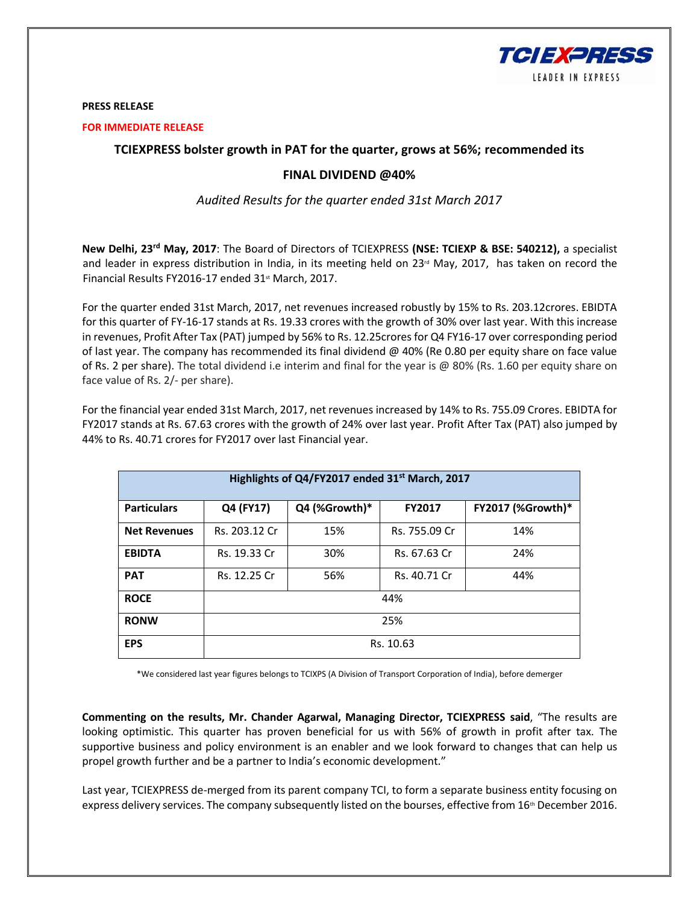**PRESS RELEASE**

**FOR IMMEDIATE RELEASE**

## TCIEXPRESS bolster growth in PAT for the quarter, grows at 56%; recommended its FINAL DIVIDEND @40%

*Audited Results for the quarter ended 31st March 2017*

**New Delhi, 23rd May, 2017**: The Board of Directors of TCIEXPRESS **(NSE: TCIEXP & BSE: 540212),** a specialist and leader in express distribution in India, in its meeting held on 23rd May, 2017, has taken on record the Financial Results FY2016-17 ended 31st March, 2017.

For the quarter ended 31st March, 2017, net revenues increased robustly by 15% to Rs. 203.12crores. EBIDTA for this quarter of FY-16-17 stands at Rs. 19.33 crores with the growth of 30% over last year. With this increase in revenues, Profit After Tax (PAT) jumped by 56% to Rs. 12.25crores for Q4 FY16-17 over corresponding period of last year. The company has recommended its final dividend @ 40% (Re 0.80 per equity share on face value of Rs. 2 per share). The total dividend i.e interim and final for the year is @ 80% (Rs. 1.60 per equity share on face value of Rs. 2/- per share).

For the financial year ended 31st March, 2017, net revenues increased by 14% to Rs. 755.09 Crores. EBIDTA for FY2017 stands at Rs. 67.63 crores with the growth of 24% over last year. Profit After Tax (PAT) also jumped by 44% to Rs. 40.71 crores for FY2017 over last Financial year.

| Highlights of Q4/FY2017 ended 31st March, 2017 | | | | |
|---|---|---|---|---|
| **Particulars** | **Q4 (FY17)** | **Q4 (%Growth)*** | **FY2017** | **FY2017 (%Growth)*** |
| **Net Revenues** | Rs. 203.12 Cr | 15% | Rs. 755.09 Cr | 14% |
| **EBIDTA** | Rs. 19.33 Cr | 30% | Rs. 67.63 Cr | 24% |
| **PAT** | Rs. 12.25 Cr | 56% | Rs. 40.71 Cr | 44% |
| **ROCE** | 44% | | | |
| **RONW** | 25% | | | |
| **EPS** | Rs. 10.63 | | | |

*We considered last year figures belongs to TCIXPS (A Division of Transport Corporation of India), before demerger

**Commenting on the results, Mr. Chander Agarwal, Managing Director, TCIEXPRESS said**, "The results are looking optimistic. This quarter has proven beneficial for us with 56% of growth in profit after tax. The supportive business and policy environment is an enabler and we look forward to changes that can help us propel growth further and be a partner to India's economic development."

Last year, TCIEXPRESS de-merged from its parent company TCI, to form a separate business entity focusing on express delivery services. The company subsequently listed on the bourses, effective from 16th December 2016.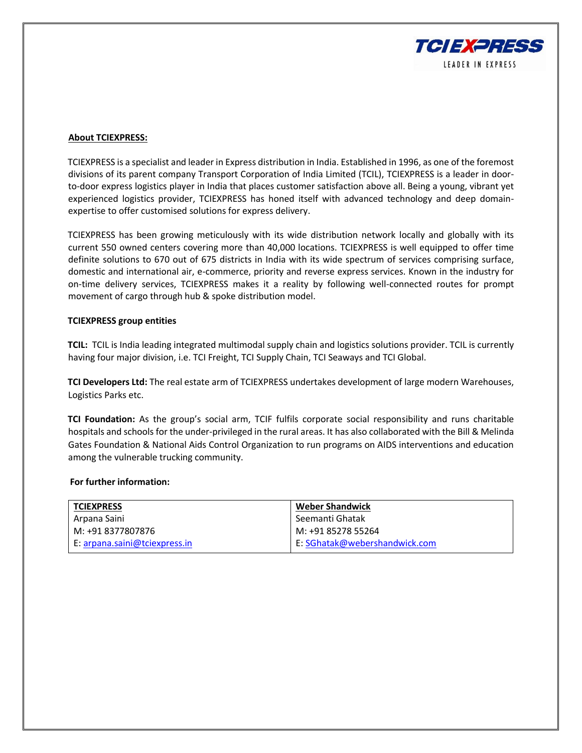**About TCIEXPRESS:**

TCIEXPRESS is a specialist and leader in Express distribution in India. Established in 1996, as one of the foremost divisions of its parent company Transport Corporation of India Limited (TCIL), TCIEXPRESS is a leader in door-to-door express logistics player in India that places customer satisfaction above all. Being a young, vibrant yet experienced logistics provider, TCIEXPRESS has honed itself with advanced technology and deep domain-expertise to offer customised solutions for express delivery.

TCIEXPRESS has been growing meticulously with its wide distribution network locally and globally with its current 550 owned centers covering more than 40,000 locations. TCIEXPRESS is well equipped to offer time definite solutions to 670 out of 675 districts in India with its wide spectrum of services comprising surface, domestic and international air, e-commerce, priority and reverse express services. Known in the industry for on-time delivery services, TCIEXPRESS makes it a reality by following well-connected routes for prompt movement of cargo through hub & spoke distribution model.

**TCIEXPRESS group entities**

**TCIL:** TCIL is India leading integrated multimodal supply chain and logistics solutions provider. TCIL is currently having four major division, i.e. TCI Freight, TCI Supply Chain, TCI Seaways and TCI Global.

**TCI Developers Ltd:** The real estate arm of TCIEXPRESS undertakes development of large modern Warehouses, Logistics Parks etc.

**TCI Foundation:** As the group's social arm, TCIF fulfils corporate social responsibility and runs charitable hospitals and schools for the under-privileged in the rural areas. It has also collaborated with the Bill & Melinda Gates Foundation & National Aids Control Organization to run programs on AIDS interventions and education among the vulnerable trucking community.

**For further information:**

| **TCIEXPRESS** | **Weber Shandwick** |
|---|---|
| Arpana Saini | Seemanti Ghatak |
| M: +91 8377807876 | M: +91 85278 55264 |
| E: arpana.saini@tciexpress.in | E: SGhatak@webershandwick.com |